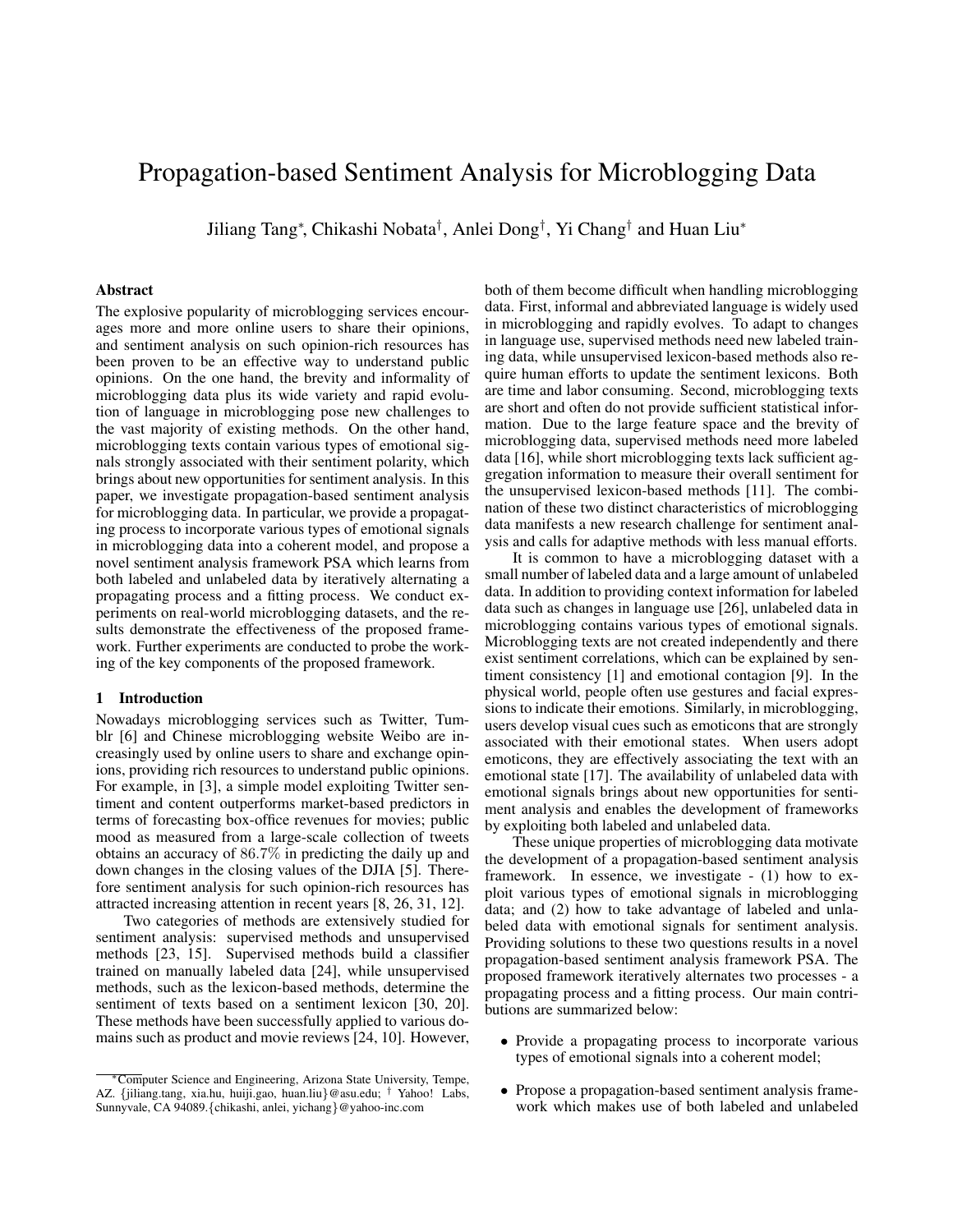# Propagation-based Sentiment Analysis for Microblogging Data

Jiliang Tang[*], Chikashi Nobata[†], Anlei Dong[†], Yi Chang[†] and Huan Liu[*]

## Abstract

The explosive popularity of microblogging services encourages more and more online users to share their opinions, and sentiment analysis on such opinion-rich resources has been proven to be an effective way to understand public opinions. On the one hand, the brevity and informality of microblogging data plus its wide variety and rapid evolution of language in microblogging pose new challenges to the vast majority of existing methods. On the other hand, microblogging texts contain various types of emotional signals strongly associated with their sentiment polarity, which brings about new opportunities for sentiment analysis. In this paper, we investigate propagation-based sentiment analysis for microblogging data. In particular, we provide a propagating process to incorporate various types of emotional signals in microblogging data into a coherent model, and propose a novel sentiment analysis framework PSA which learns from both labeled and unlabeled data by iteratively alternating a propagating process and a fitting process. We conduct experiments on real-world microblogging datasets, and the results demonstrate the effectiveness of the proposed framework. Further experiments are conducted to probe the working of the key components of the proposed framework.

## 1 Introduction

Nowadays microblogging services such as Twitter, Tumblr [6] and Chinese microblogging website Weibo are increasingly used by online users to share and exchange opinions, providing rich resources to understand public opinions. For example, in [3], a simple model exploiting Twitter sentiment and content outperforms market-based predictors in terms of forecasting box-office revenues for movies; public mood as measured from a large-scale collection of tweets obtains an accuracy of $86.7\%$ in predicting the daily up and down changes in the closing values of the DJIA [5]. Therefore sentiment analysis for such opinion-rich resources has attracted increasing attention in recent years [8, 26, 31, 12].

Two categories of methods are extensively studied for sentiment analysis: supervised methods and unsupervised methods [23, 15]. Supervised methods build a classifier trained on manually labeled data [24], while unsupervised methods, such as the lexicon-based methods, determine the sentiment of texts based on a sentiment lexicon [30, 20]. These methods have been successfully applied to various domains such as product and movie reviews [24, 10]. However, both of them become difficult when handling microblogging data. First, informal and abbreviated language is widely used in microblogging and rapidly evolves. To adapt to changes in language use, supervised methods need new labeled training data, while unsupervised lexicon-based methods also require human efforts to update the sentiment lexicons. Both are time and labor consuming. Second, microblogging texts are short and often do not provide sufficient statistical information. Due to the large feature space and the brevity of microblogging data, supervised methods need more labeled data [16], while short microblogging texts lack sufficient aggregation information to measure their overall sentiment for the unsupervised lexicon-based methods [11]. The combination of these two distinct characteristics of microblogging data manifests a new research challenge for sentiment analysis and calls for adaptive methods with less manual efforts.

It is common to have a microblogging dataset with a small number of labeled data and a large amount of unlabeled data. In addition to providing context information for labeled data such as changes in language use [26], unlabeled data in microblogging contains various types of emotional signals. Microblogging texts are not created independently and there exist sentiment correlations, which can be explained by sentiment consistency [1] and emotional contagion [9]. In the physical world, people often use gestures and facial expressions to indicate their emotions. Similarly, in microblogging, users develop visual cues such as emoticons that are strongly associated with their emotional states. When users adopt emoticons, they are effectively associating the text with an emotional state [17]. The availability of unlabeled data with emotional signals brings about new opportunities for sentiment analysis and enables the development of frameworks by exploiting both labeled and unlabeled data.

These unique properties of microblogging data motivate the development of a propagation-based sentiment analysis framework. In essence, we investigate - (1) how to exploit various types of emotional signals in microblogging data; and (2) how to take advantage of labeled and unlabeled data with emotional signals for sentiment analysis. Providing solutions to these two questions results in a novel propagation-based sentiment analysis framework PSA. The proposed framework iteratively alternates two processes - a propagating process and a fitting process. Our main contributions are summarized below:

- Provide a propagating process to incorporate various types of emotional signals into a coherent model;
- Propose a propagation-based sentiment analysis framework which makes use of both labeled and unlabeled

---

[*] Computer Science and Engineering, Arizona State University, Tempe, AZ. {jiliang.tang, xia.hu, huiji.gao, huan.liu}@asu.edu; [†] Yahoo! Labs, Sunnyvale, CA 94089.{chikashi, anlei, yichang}@yahoo-inc.com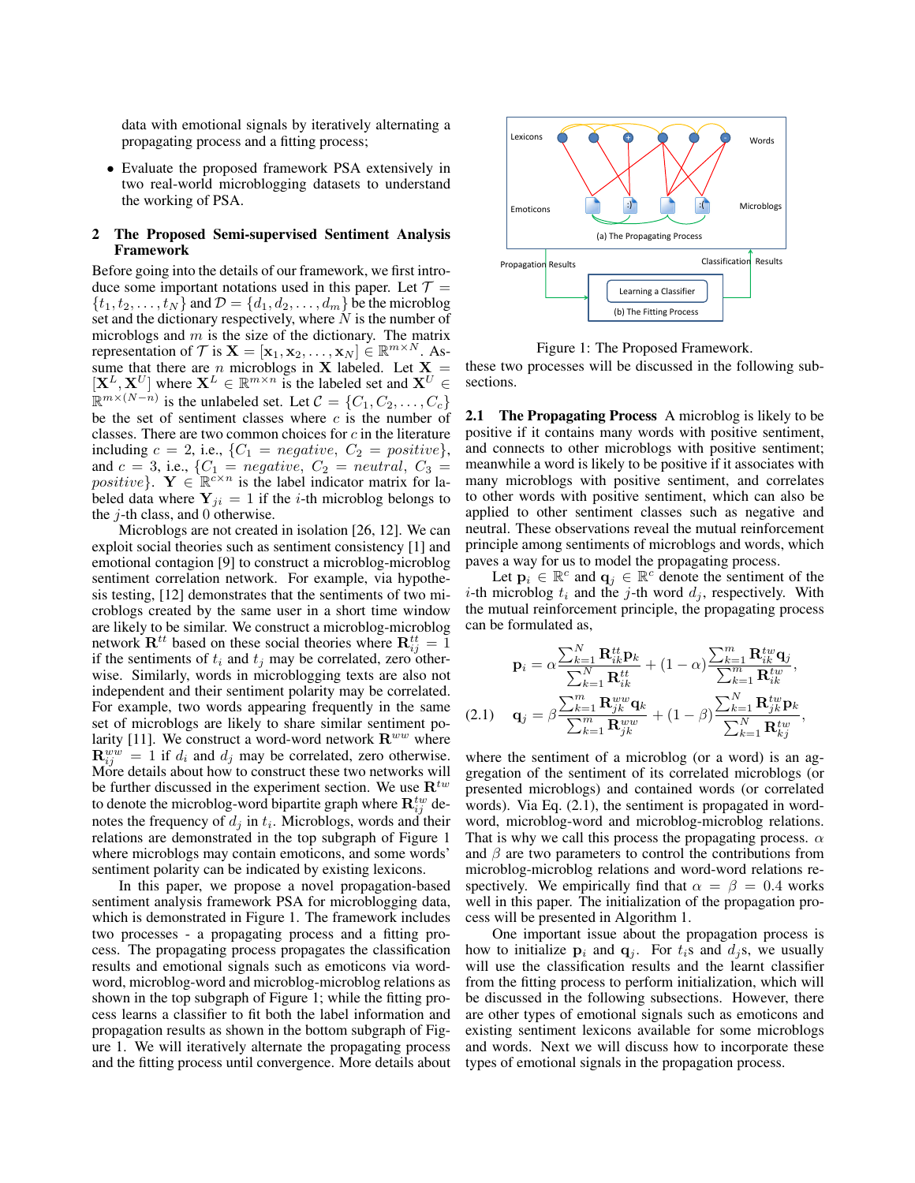data with emotional signals by iteratively alternating a propagating process and a fitting process;

- Evaluate the proposed framework PSA extensively in two real-world microblogging datasets to understand the working of PSA.

## 2 The Proposed Semi-supervised Sentiment Analysis Framework

Before going into the details of our framework, we first introduce some important notations used in this paper. Let $\mathcal{T} = \{t_1, t_2, \ldots, t_N\}$ and $\mathcal{D} = \{d_1, d_2, \ldots, d_m\}$ be the microblog set and the dictionary respectively, where $N$ is the number of microblogs and $m$ is the size of the dictionary. The matrix representation of $\mathcal{T}$ is $\mathbf{X} = [\mathbf{x}_1, \mathbf{x}_2, \ldots, \mathbf{x}_N] \in \mathbb{R}^{m \times N}$. Assume that there are $n$ microblogs in $\mathbf{X}$ labeled. Let $\mathbf{X} = [\mathbf{X}^L, \mathbf{X}^U]$ where $\mathbf{X}^L \in \mathbb{R}^{m \times n}$ is the labeled set and $\mathbf{X}^U \in \mathbb{R}^{m \times (N-n)}$ is the unlabeled set. Let $\mathcal{C} = \{C_1, C_2, \ldots, C_c\}$ be the set of sentiment classes where $c$ is the number of classes. There are two common choices for $c$ in the literature including $c = 2$, i.e., $\{C_1 = negative,\ C_2 = positive\}$, and $c = 3$, i.e., $\{C_1 = negative,\ C_2 = neutral,\ C_3 = positive\}$. $\mathbf{Y} \in \mathbb{R}^{c \times n}$ is the label indicator matrix for labeled data where $\mathbf{Y}_{ji} = 1$ if the $i$-th microblog belongs to the $j$-th class, and 0 otherwise.

Microblogs are not created in isolation [26, 12]. We can exploit social theories such as sentiment consistency [1] and emotional contagion [9] to construct a microblog-microblog sentiment correlation network. For example, via hypothesis testing, [12] demonstrates that the sentiments of two microblogs created by the same user in a short time window are likely to be similar. We construct a microblog-microblog network $\mathbf{R}^{tt}$ based on these social theories where $\mathbf{R}^{tt}_{ij} = 1$ if the sentiments of $t_i$ and $t_j$ may be correlated, zero otherwise. Similarly, words in microblogging texts are also not independent and their sentiment polarity may be correlated. For example, two words appearing frequently in the same set of microblogs are likely to share similar sentiment polarity [11]. We construct a word-word network $\mathbf{R}^{ww}$ where $\mathbf{R}^{ww}_{ij} = 1$ if $d_i$ and $d_j$ may be correlated, zero otherwise. More details about how to construct these two networks will be further discussed in the experiment section. We use $\mathbf{R}^{tw}$ to denote the microblog-word bipartite graph where $\mathbf{R}^{tw}_{ij}$ denotes the frequency of $d_j$ in $t_i$. Microblogs, words and their relations are demonstrated in the top subgraph of Figure 1 where microblogs may contain emoticons, and some words' sentiment polarity can be indicated by existing lexicons.

In this paper, we propose a novel propagation-based sentiment analysis framework PSA for microblogging data, which is demonstrated in Figure 1. The framework includes two processes - a propagating process and a fitting process. The propagating process propagates the classification results and emotional signals such as emoticons via word-word, microblog-word and microblog-microblog relations as shown in the top subgraph of Figure 1; while the fitting process learns a classifier to fit both the label information and propagation results as shown in the bottom subgraph of Figure 1. We will iteratively alternate the propagating process and the fitting process until convergence. More details about these two processes will be discussed in the following subsections.

Figure 1: The Proposed Framework.

### 2.1 The Propagating Process

A microblog is likely to be positive if it contains many words with positive sentiment, and connects to other microblogs with positive sentiment; meanwhile a word is likely to be positive if it associates with many microblogs with positive sentiment, and correlates to other words with positive sentiment, which can also be applied to other sentiment classes such as negative and neutral. These observations reveal the mutual reinforcement principle among sentiments of microblogs and words, which paves a way for us to model the propagating process.

Let $\mathbf{p}_i \in \mathbb{R}^c$ and $\mathbf{q}_j \in \mathbb{R}^c$ denote the sentiment of the $i$-th microblog $t_i$ and the $j$-th word $d_j$, respectively. With the mutual reinforcement principle, the propagating process can be formulated as,

$$
\begin{aligned}
\mathbf{p}_i &= \alpha \frac{\sum_{k=1}^{N} \mathbf{R}^{tt}_{ik} \mathbf{p}_k}{\sum_{k=1}^{N} \mathbf{R}^{tt}_{ik}} + (1-\alpha) \frac{\sum_{k=1}^{m} \mathbf{R}^{tw}_{ik} \mathbf{q}_j}{\sum_{k=1}^{m} \mathbf{R}^{tw}_{ik}}, \\
\mathbf{q}_j &= \beta \frac{\sum_{k=1}^{m} \mathbf{R}^{ww}_{jk} \mathbf{q}_k}{\sum_{k=1}^{m} \mathbf{R}^{ww}_{jk}} + (1-\beta) \frac{\sum_{k=1}^{N} \mathbf{R}^{tw}_{jk} \mathbf{p}_k}{\sum_{k=1}^{N} \mathbf{R}^{tw}_{kj}},
\end{aligned} \tag{2.1}
$$

where the sentiment of a microblog (or a word) is an aggregation of the sentiment of its correlated microblogs (or presented microblogs) and contained words (or correlated words). Via Eq. (2.1), the sentiment is propagated in word-word, microblog-word and microblog-microblog relations. That is why we call this process the propagating process. $\alpha$ and $\beta$ are two parameters to control the contributions from microblog-microblog relations and word-word relations respectively. We empirically find that $\alpha = \beta = 0.4$ works well in this paper. The initialization of the propagation process will be presented in Algorithm 1.

One important issue about the propagation process is how to initialize $\mathbf{p}_i$ and $\mathbf{q}_j$. For $t_i$s and $d_j$s, we usually will use the classification results and the learnt classifier from the fitting process to perform initialization, which will be discussed in the following subsections. However, there are other types of emotional signals such as emoticons and existing sentiment lexicons available for some microblogs and words. Next we will discuss how to incorporate these types of emotional signals in the propagation process.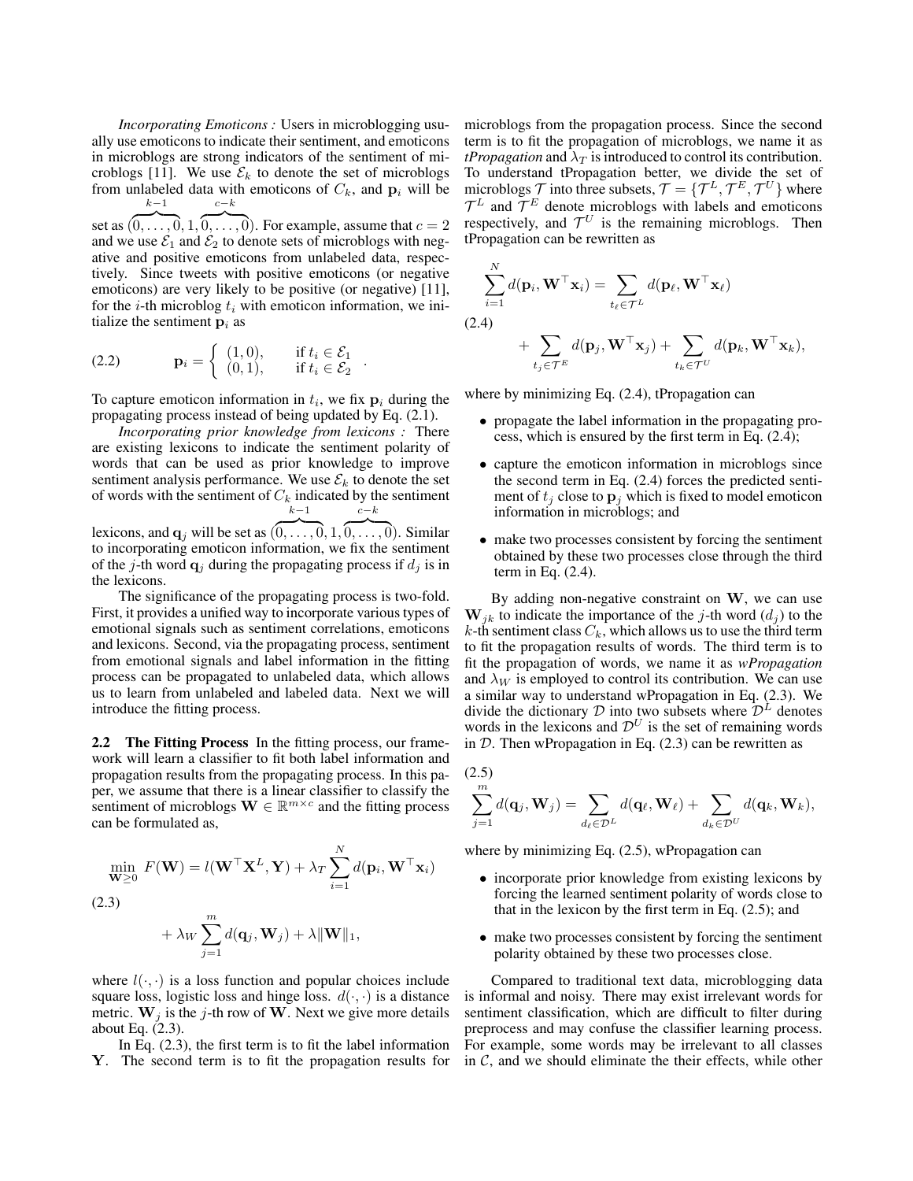*Incorporating Emoticons :* Users in microblogging usually use emoticons to indicate their sentiment, and emoticons in microblogs are strong indicators of the sentiment of microblogs [11]. We use $\mathcal{E}_k$ to denote the set of microblogs from unlabeled data with emoticons of $C_k$, and $\mathbf{p}_i$ will be set as $(\overbrace{0,\ldots,0}^{k-1},1,\overbrace{0,\ldots,0}^{c-k})$. For example, assume that $c=2$ and we use $\mathcal{E}_1$ and $\mathcal{E}_2$ to denote sets of microblogs with negative and positive emoticons from unlabeled data, respectively. Since tweets with positive emoticons (or negative emoticons) are very likely to be positive (or negative) [11], for the $i$-th microblog $t_i$ with emoticon information, we initialize the sentiment $\mathbf{p}_i$ as

$$\mathbf{p}_i = \begin{cases} (1,0), & \text{if } t_i \in \mathcal{E}_1 \\ (0,1), & \text{if } t_i \in \mathcal{E}_2 \end{cases} . \tag{2.2}$$

To capture emoticon information in $t_i$, we fix $\mathbf{p}_i$ during the propagating process instead of being updated by Eq. (2.1).

*Incorporating prior knowledge from lexicons :* There are existing lexicons to indicate the sentiment polarity of words that can be used as prior knowledge to improve sentiment analysis performance. We use $\mathcal{E}_k$ to denote the set of words with the sentiment of $C_k$ indicated by the sentiment lexicons, and $\mathbf{q}_j$ will be set as $(\overbrace{0,\ldots,0}^{k-1},1,\overbrace{0,\ldots,0}^{c-k})$. Similar to incorporating emoticon information, we fix the sentiment of the $j$-th word $\mathbf{q}_j$ during the propagating process if $d_j$ is in the lexicons.

The significance of the propagating process is two-fold. First, it provides a unified way to incorporate various types of emotional signals such as sentiment correlations, emoticons and lexicons. Second, via the propagating process, sentiment from emotional signals and label information in the fitting process can be propagated to unlabeled data, which allows us to learn from unlabeled and labeled data. Next we will introduce the fitting process.

**2.2 The Fitting Process** In the fitting process, our framework will learn a classifier to fit both label information and propagation results from the propagating process. In this paper, we assume that there is a linear classifier to classify the sentiment of microblogs $\mathbf{W} \in \mathbb{R}^{m \times c}$ and the fitting process can be formulated as,

$$\min_{\mathbf{W} \geq 0} \; F(\mathbf{W}) = l(\mathbf{W}^\top \mathbf{X}^L, \mathbf{Y}) + \lambda_T \sum_{i=1}^{N} d(\mathbf{p}_i, \mathbf{W}^\top \mathbf{x}_i) + \lambda_W \sum_{j=1}^{m} d(\mathbf{q}_j, \mathbf{W}_j) + \lambda \|\mathbf{W}\|_1, \tag{2.3}$$

where $l(\cdot,\cdot)$ is a loss function and popular choices include square loss, logistic loss and hinge loss. $d(\cdot,\cdot)$ is a distance metric. $\mathbf{W}_j$ is the $j$-th row of $\mathbf{W}$. Next we give more details about Eq. (2.3).

In Eq. (2.3), the first term is to fit the label information $\mathbf{Y}$. The second term is to fit the propagation results for microblogs from the propagation process. Since the second term is to fit the propagation of microblogs, we name it as *tPropagation* and $\lambda_T$ is introduced to control its contribution. To understand tPropagation better, we divide the set of microblogs $\mathcal{T}$ into three subsets, $\mathcal{T} = \{\mathcal{T}^L, \mathcal{T}^E, \mathcal{T}^U\}$ where $\mathcal{T}^L$ and $\mathcal{T}^E$ denote microblogs with labels and emoticons respectively, and $\mathcal{T}^U$ is the remaining microblogs. Then tPropagation can be rewritten as

$$\sum_{i=1}^{N} d(\mathbf{p}_i, \mathbf{W}^\top \mathbf{x}_i) = \sum_{t_\ell \in \mathcal{T}^L} d(\mathbf{p}_\ell, \mathbf{W}^\top \mathbf{x}_\ell) + \sum_{t_j \in \mathcal{T}^E} d(\mathbf{p}_j, \mathbf{W}^\top \mathbf{x}_j) + \sum_{t_k \in \mathcal{T}^U} d(\mathbf{p}_k, \mathbf{W}^\top \mathbf{x}_k), \tag{2.4}$$

where by minimizing Eq. (2.4), tPropagation can

- propagate the label information in the propagating process, which is ensured by the first term in Eq. (2.4);
- capture the emoticon information in microblogs since the second term in Eq. (2.4) forces the predicted sentiment of $t_j$ close to $\mathbf{p}_j$ which is fixed to model emoticon information in microblogs; and
- make two processes consistent by forcing the sentiment obtained by these two processes close through the third term in Eq. (2.4).

By adding non-negative constraint on $\mathbf{W}$, we can use $\mathbf{W}_{jk}$ to indicate the importance of the $j$-th word ($d_j$) to the $k$-th sentiment class $C_k$, which allows us to use the third term to fit the propagation results of words. The third term is to fit the propagation of words, we name it as *wPropagation* and $\lambda_W$ is employed to control its contribution. We can use a similar way to understand wPropagation in Eq. (2.3). We divide the dictionary $\mathcal{D}$ into two subsets where $\mathcal{D}^L$ denotes words in the lexicons and $\mathcal{D}^U$ is the set of remaining words in $\mathcal{D}$. Then wPropagation in Eq. (2.3) can be rewritten as

$$\sum_{j=1}^{m} d(\mathbf{q}_j, \mathbf{W}_j) = \sum_{d_\ell \in \mathcal{D}^L} d(\mathbf{q}_\ell, \mathbf{W}_\ell) + \sum_{d_k \in \mathcal{D}^U} d(\mathbf{q}_k, \mathbf{W}_k), \tag{2.5}$$

where by minimizing Eq. (2.5), wPropagation can

- incorporate prior knowledge from existing lexicons by forcing the learned sentiment polarity of words close to that in the lexicon by the first term in Eq. (2.5); and
- make two processes consistent by forcing the sentiment polarity obtained by these two processes close.

Compared to traditional text data, microblogging data is informal and noisy. There may exist irrelevant words for sentiment classification, which are difficult to filter during preprocess and may confuse the classifier learning process. For example, some words may be irrelevant to all classes in $\mathcal{C}$, and we should eliminate the their effects, while other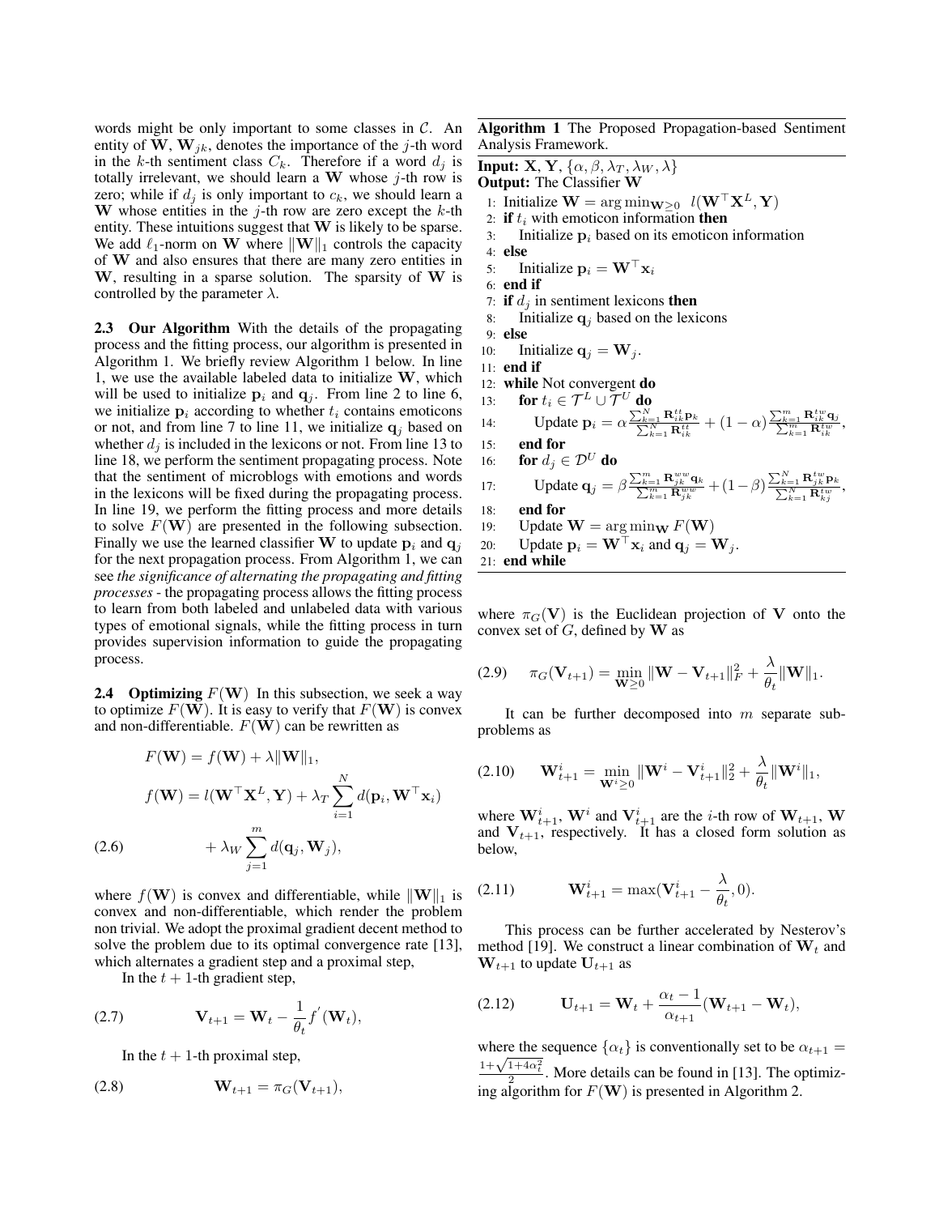words might be only important to some classes in $\mathcal{C}$. An entity of $\mathbf{W}$, $\mathbf{W}_{jk}$, denotes the importance of the $j$-th word in the $k$-th sentiment class $C_k$. Therefore if a word $d_j$ is totally irrelevant, we should learn a $\mathbf{W}$ whose $j$-th row is zero; while if $d_j$ is only important to $c_k$, we should learn a $\mathbf{W}$ whose entities in the $j$-th row are zero except the $k$-th entity. These intuitions suggest that $\mathbf{W}$ is likely to be sparse. We add $\ell_1$-norm on $\mathbf{W}$ where $\|\mathbf{W}\|_1$ controls the capacity of $\mathbf{W}$ and also ensures that there are many zero entities in $\mathbf{W}$, resulting in a sparse solution. The sparsity of $\mathbf{W}$ is controlled by the parameter $\lambda$.

**2.3 Our Algorithm** With the details of the propagating process and the fitting process, our algorithm is presented in Algorithm 1. We briefly review Algorithm 1 below. In line 1, we use the available labeled data to initialize $\mathbf{W}$, which will be used to initialize $\mathbf{p}_i$ and $\mathbf{q}_j$. From line 2 to line 6, we initialize $\mathbf{p}_i$ according to whether $t_i$ contains emoticons or not, and from line 7 to line 11, we initialize $\mathbf{q}_j$ based on whether $d_j$ is included in the lexicons or not. From line 13 to line 18, we perform the sentiment propagating process. Note that the sentiment of microblogs with emotions and words in the lexicons will be fixed during the propagating process. In line 19, we perform the fitting process and more details to solve $F(\mathbf{W})$ are presented in the following subsection. Finally we use the learned classifier $\mathbf{W}$ to update $\mathbf{p}_i$ and $\mathbf{q}_j$ for the next propagation process. From Algorithm 1, we can see *the significance of alternating the propagating and fitting processes* - the propagating process allows the fitting process to learn from both labeled and unlabeled data with various types of emotional signals, while the fitting process in turn provides supervision information to guide the propagating process.

**2.4 Optimizing $F(\mathbf{W})$** In this subsection, we seek a way to optimize $F(\mathbf{W})$. It is easy to verify that $F(\mathbf{W})$ is convex and non-differentiable. $F(\mathbf{W})$ can be rewritten as

$$
\begin{aligned}
F(\mathbf{W}) &= f(\mathbf{W}) + \lambda\|\mathbf{W}\|_1, \\
f(\mathbf{W}) &= l(\mathbf{W}^\top \mathbf{X}^L, \mathbf{Y}) + \lambda_T \sum_{i=1}^{N} d(\mathbf{p}_i, \mathbf{W}^\top \mathbf{x}_i) \\
&\quad + \lambda_W \sum_{j=1}^{m} d(\mathbf{q}_j, \mathbf{W}_j), \qquad (2.6)
\end{aligned}
$$

where $f(\mathbf{W})$ is convex and differentiable, while $\|\mathbf{W}\|_1$ is convex and non-differentiable, which render the problem non trivial. We adopt the proximal gradient decent method to solve the problem due to its optimal convergence rate [13], which alternates a gradient step and a proximal step,

In the $t+1$-th gradient step,

$$
\mathbf{V}_{t+1} = \mathbf{W}_t - \frac{1}{\theta_t} f^{'}(\mathbf{W}_t), \qquad (2.7)
$$

In the $t+1$-th proximal step,

$$
\mathbf{W}_{t+1} = \pi_G(\mathbf{V}_{t+1}), \qquad (2.8)
$$

**Algorithm 1** The Proposed Propagation-based Sentiment Analysis Framework.

**Input:** $\mathbf{X}$, $\mathbf{Y}$, $\{\alpha, \beta, \lambda_T, \lambda_W, \lambda\}$
**Output:** The Classifier $\mathbf{W}$

1: Initialize $\mathbf{W} = \arg\min_{\mathbf{W}\geq 0} \; l(\mathbf{W}^\top \mathbf{X}^L, \mathbf{Y})$
2: **if** $t_i$ with emoticon information **then**
3: Initialize $\mathbf{p}_i$ based on its emoticon information
4: **else**
5: Initialize $\mathbf{p}_i = \mathbf{W}^\top \mathbf{x}_i$
6: **end if**
7: **if** $d_j$ in sentiment lexicons **then**
8: Initialize $\mathbf{q}_j$ based on the lexicons
9: **else**
10: Initialize $\mathbf{q}_j = \mathbf{W}_j$.
11: **end if**
12: **while** Not convergent **do**
13: **for** $t_i \in \mathcal{T}^L \cup \mathcal{T}^U$ **do**
14: Update $\mathbf{p}_i = \alpha \frac{\sum_{k=1}^{N} \mathbf{R}^{tt}_{ik}\mathbf{p}_k}{\sum_{k=1}^{N} \mathbf{R}^{tt}_{ik}} + (1-\alpha)\frac{\sum_{k=1}^{m} \mathbf{R}^{tw}_{ik}\mathbf{q}_J}{\sum_{k=1}^{m} \mathbf{R}^{tw}_{ik}}$,
15: **end for**
16: **for** $d_j \in \mathcal{D}^U$ **do**
17: Update $\mathbf{q}_j = \beta \frac{\sum_{k=1}^{m} \mathbf{R}^{ww}_{jk}\mathbf{q}_k}{\sum_{k=1}^{m} \mathbf{R}^{ww}_{jk}} + (1-\beta)\frac{\sum_{k=1}^{N} \mathbf{R}^{tw}_{jk}\mathbf{p}_k}{\sum_{k=1}^{N} \mathbf{R}^{tw}_{kj}}$,
18: **end for**
19: Update $\mathbf{W} = \arg\min_{\mathbf{W}} F(\mathbf{W})$
20: Update $\mathbf{p}_i = \mathbf{W}^\top \mathbf{x}_i$ and $\mathbf{q}_j = \mathbf{W}_j$.
21: **end while**

where $\pi_G(\mathbf{V})$ is the Euclidean projection of $\mathbf{V}$ onto the convex set of $G$, defined by $\mathbf{W}$ as

$$
\pi_G(\mathbf{V}_{t+1}) = \min_{\mathbf{W}\geq 0} \|\mathbf{W} - \mathbf{V}_{t+1}\|_F^2 + \frac{\lambda}{\theta_t}\|\mathbf{W}\|_1. \qquad (2.9)
$$

It can be further decomposed into $m$ separate subproblems as

$$
\mathbf{W}^i_{t+1} = \min_{\mathbf{W}^i\geq 0} \|\mathbf{W}^i - \mathbf{V}^i_{t+1}\|_2^2 + \frac{\lambda}{\theta_t}\|\mathbf{W}^i\|_1, \qquad (2.10)
$$

where $\mathbf{W}^i_{t+1}$, $\mathbf{W}^i$ and $\mathbf{V}^i_{t+1}$ are the $i$-th row of $\mathbf{W}_{t+1}$, $\mathbf{W}$ and $\mathbf{V}_{t+1}$, respectively. It has a closed form solution as below,

$$
\mathbf{W}^i_{t+1} = \max(\mathbf{V}^i_{t+1} - \frac{\lambda}{\theta_t}, 0). \qquad (2.11)
$$

This process can be further accelerated by Nesterov's method [19]. We construct a linear combination of $\mathbf{W}_t$ and $\mathbf{W}_{t+1}$ to update $\mathbf{U}_{t+1}$ as

$$
\mathbf{U}_{t+1} = \mathbf{W}_t + \frac{\alpha_t - 1}{\alpha_{t+1}}(\mathbf{W}_{t+1} - \mathbf{W}_t), \qquad (2.12)
$$

where the sequence $\{\alpha_t\}$ is conventionally set to be $\alpha_{t+1} = \frac{1+\sqrt{1+4\alpha_t^2}}{2}$. More details can be found in [13]. The optimizing algorithm for $F(\mathbf{W})$ is presented in Algorithm 2.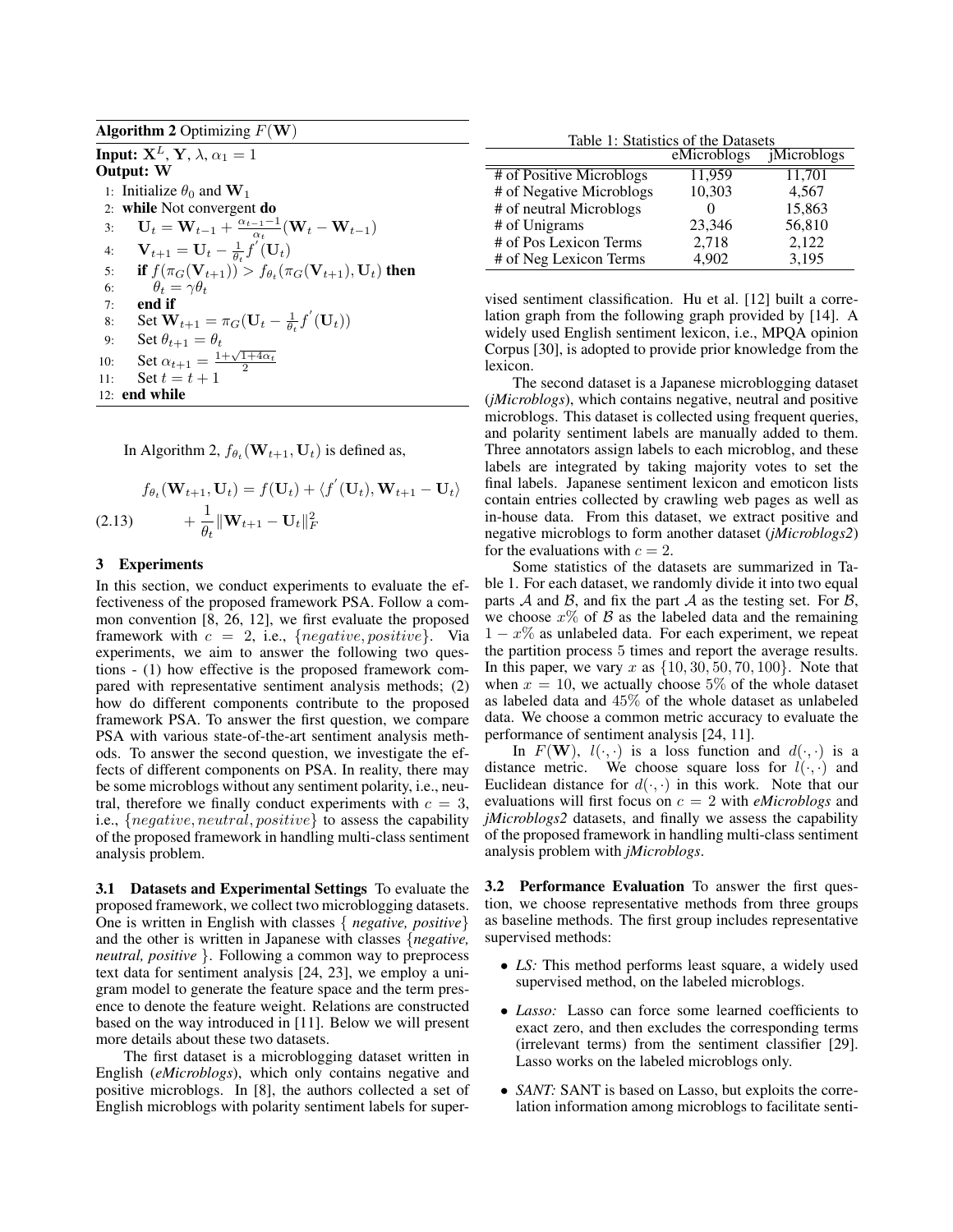**Algorithm 2** Optimizing $F(\mathbf{W})$

**Input:** $\mathbf{X}^L$, $\mathbf{Y}$, $\lambda$, $\alpha_1 = 1$
**Output:** $\mathbf{W}$

1: Initialize $\theta_0$ and $\mathbf{W}_1$
2: **while** Not convergent **do**
3: $\quad \mathbf{U}_t = \mathbf{W}_{t-1} + \frac{\alpha_{t-1}-1}{\alpha_t}(\mathbf{W}_t - \mathbf{W}_{t-1})$
4: $\quad \mathbf{V}_{t+1} = \mathbf{U}_t - \frac{1}{\theta_t} f^{'}(\mathbf{U}_t)$
5: $\quad$ **if** $f(\pi_G(\mathbf{V}_{t+1})) > f_{\theta_t}(\pi_G(\mathbf{V}_{t+1}), \mathbf{U}_t)$ **then**
6: $\quad\quad \theta_t = \gamma \theta_t$
7: $\quad$ **end if**
8: $\quad$ Set $\mathbf{W}_{t+1} = \pi_G(\mathbf{U}_t - \frac{1}{\theta_t} f^{'}(\mathbf{U}_t))$
9: $\quad$ Set $\theta_{t+1} = \theta_t$
10: $\quad$ Set $\alpha_{t+1} = \frac{1+\sqrt{1+4\alpha_t}}{2}$
11: $\quad$ Set $t = t + 1$
12: **end while**

In Algorithm 2, $f_{\theta_t}(\mathbf{W}_{t+1}, \mathbf{U}_t)$ is defined as,

$$f_{\theta_t}(\mathbf{W}_{t+1}, \mathbf{U}_t) = f(\mathbf{U}_t) + \langle f^{'}(\mathbf{U}_t), \mathbf{W}_{t+1} - \mathbf{U}_t \rangle + \frac{1}{\theta_t}\|\mathbf{W}_{t+1} - \mathbf{U}_t\|_F^2 \tag{2.13}$$

## 3 Experiments

In this section, we conduct experiments to evaluate the effectiveness of the proposed framework PSA. Follow a common convention [8, 26, 12], we first evaluate the proposed framework with $c = 2$, i.e., $\{negative, positive\}$. Via experiments, we aim to answer the following two questions - (1) how effective is the proposed framework compared with representative sentiment analysis methods; (2) how do different components contribute to the proposed framework PSA. To answer the first question, we compare PSA with various state-of-the-art sentiment analysis methods. To answer the second question, we investigate the effects of different components on PSA. In reality, there may be some microblogs without any sentiment polarity, i.e., neutral, therefore we finally conduct experiments with $c = 3$, i.e., $\{negative, neutral, positive\}$ to assess the capability of the proposed framework in handling multi-class sentiment analysis problem.

**3.1 Datasets and Experimental Settings** To evaluate the proposed framework, we collect two microblogging datasets. One is written in English with classes { *negative, positive*} and the other is written in Japanese with classes {*negative, neutral, positive* }. Following a common way to preprocess text data for sentiment analysis [24, 23], we employ a unigram model to generate the feature space and the term presence to denote the feature weight. Relations are constructed based on the way introduced in [11]. Below we will present more details about these two datasets.

The first dataset is a microblogging dataset written in English (*eMicroblogs*), which only contains negative and positive microblogs. In [8], the authors collected a set of English microblogs with polarity sentiment labels for supervised sentiment classification. Hu et al. [12] built a correlation graph from the following graph provided by [14]. A widely used English sentiment lexicon, i.e., MPQA opinion Corpus [30], is adopted to provide prior knowledge from the lexicon.

Table 1: Statistics of the Datasets

| | eMicroblogs | jMicroblogs |
|---|---|---|
| # of Positive Microblogs | 11,959 | 11,701 |
| # of Negative Microblogs | 10,303 | 4,567 |
| # of neutral Microblogs | 0 | 15,863 |
| # of Unigrams | 23,346 | 56,810 |
| # of Pos Lexicon Terms | 2,718 | 2,122 |
| # of Neg Lexicon Terms | 4,902 | 3,195 |

The second dataset is a Japanese microblogging dataset (*jMicroblogs*), which contains negative, neutral and positive microblogs. This dataset is collected using frequent queries, and polarity sentiment labels are manually added to them. Three annotators assign labels to each microblog, and these labels are integrated by taking majority votes to set the final labels. Japanese sentiment lexicon and emoticon lists contain entries collected by crawling web pages as well as in-house data. From this dataset, we extract positive and negative microblogs to form another dataset (*jMicroblogs2*) for the evaluations with $c = 2$.

Some statistics of the datasets are summarized in Table 1. For each dataset, we randomly divide it into two equal parts $\mathcal{A}$ and $\mathcal{B}$, and fix the part $\mathcal{A}$ as the testing set. For $\mathcal{B}$, we choose $x\%$ of $\mathcal{B}$ as the labeled data and the remaining $1 - x\%$ as unlabeled data. For each experiment, we repeat the partition process 5 times and report the average results. In this paper, we vary $x$ as $\{10, 30, 50, 70, 100\}$. Note that when $x = 10$, we actually choose $5\%$ of the whole dataset as labeled data and $45\%$ of the whole dataset as unlabeled data. We choose a common metric accuracy to evaluate the performance of sentiment analysis [24, 11].

In $F(\mathbf{W})$, $l(\cdot, \cdot)$ is a loss function and $d(\cdot, \cdot)$ is a distance metric. We choose square loss for $l(\cdot, \cdot)$ and Euclidean distance for $d(\cdot, \cdot)$ in this work. Note that our evaluations will first focus on $c = 2$ with *eMicroblogs* and *jMicroblogs2* datasets, and finally we assess the capability of the proposed framework in handling multi-class sentiment analysis problem with *jMicroblogs*.

**3.2 Performance Evaluation** To answer the first question, we choose representative methods from three groups as baseline methods. The first group includes representative supervised methods:

- *LS:* This method performs least square, a widely used supervised method, on the labeled microblogs.
- *Lasso:* Lasso can force some learned coefficients to exact zero, and then excludes the corresponding terms (irrelevant terms) from the sentiment classifier [29]. Lasso works on the labeled microblogs only.
- *SANT:* SANT is based on Lasso, but exploits the correlation information among microblogs to facilitate senti-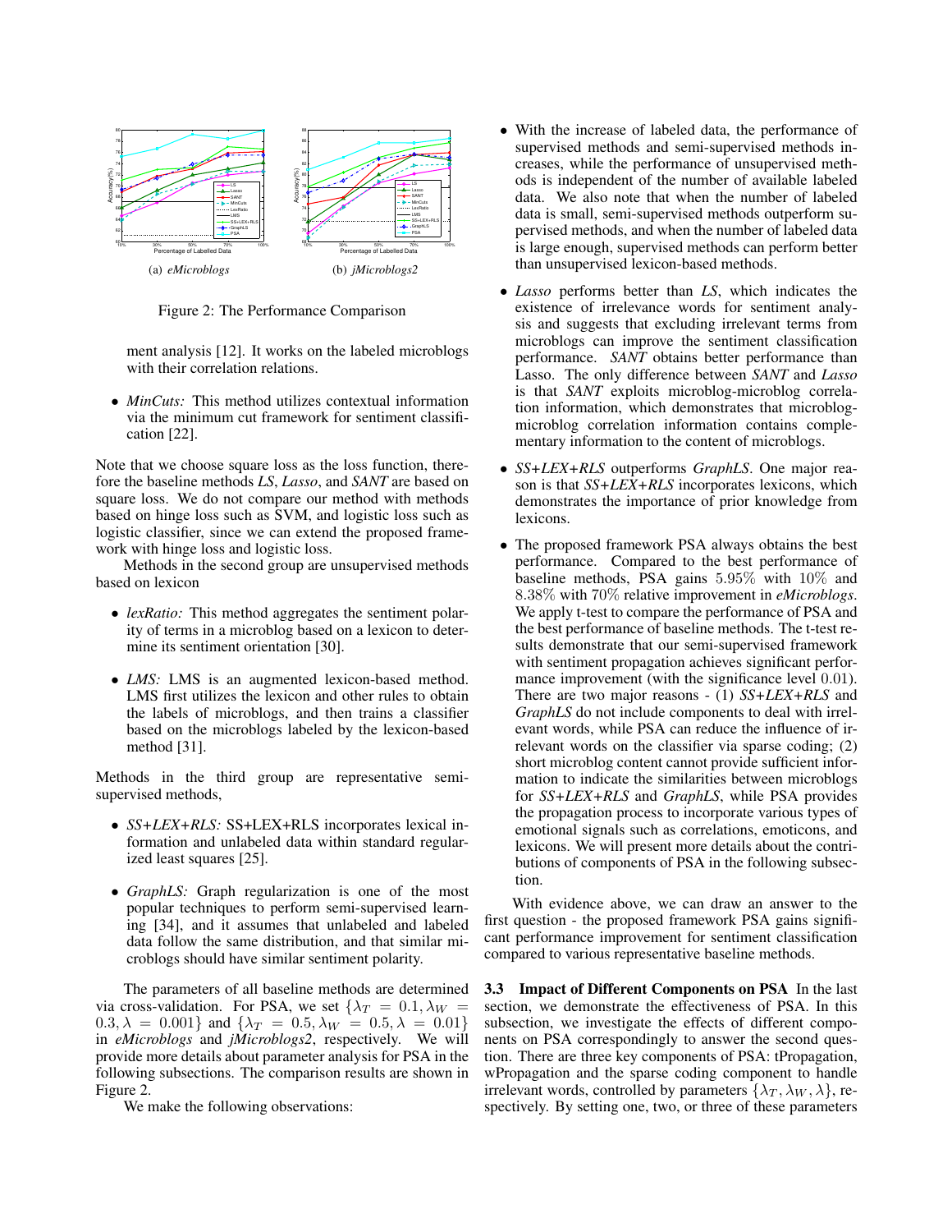(a) *eMicroblogs* (b) *jMicroblogs2*

Figure 2: The Performance Comparison

ment analysis [12]. It works on the labeled microblogs with their correlation relations.

- *MinCuts:* This method utilizes contextual information via the minimum cut framework for sentiment classification [22].

Note that we choose square loss as the loss function, therefore the baseline methods *LS*, *Lasso*, and *SANT* are based on square loss. We do not compare our method with methods based on hinge loss such as SVM, and logistic loss such as logistic classifier, since we can extend the proposed framework with hinge loss and logistic loss.

Methods in the second group are unsupervised methods based on lexicon

- *lexRatio:* This method aggregates the sentiment polarity of terms in a microblog based on a lexicon to determine its sentiment orientation [30].
- *LMS:* LMS is an augmented lexicon-based method. LMS first utilizes the lexicon and other rules to obtain the labels of microblogs, and then trains a classifier based on the microblogs labeled by the lexicon-based method [31].

Methods in the third group are representative semi-supervised methods,

- *SS+LEX+RLS:* SS+LEX+RLS incorporates lexical information and unlabeled data within standard regularized least squares [25].
- *GraphLS:* Graph regularization is one of the most popular techniques to perform semi-supervised learning [34], and it assumes that unlabeled and labeled data follow the same distribution, and that similar microblogs should have similar sentiment polarity.

The parameters of all baseline methods are determined via cross-validation. For PSA, we set $\{\lambda_T = 0.1, \lambda_W = 0.3, \lambda = 0.001\}$ and $\{\lambda_T = 0.5, \lambda_W = 0.5, \lambda = 0.01\}$ in *eMicroblogs* and *jMicroblogs2*, respectively. We will provide more details about parameter analysis for PSA in the following subsections. The comparison results are shown in Figure 2.

We make the following observations:

- With the increase of labeled data, the performance of supervised methods and semi-supervised methods increases, while the performance of unsupervised methods is independent of the number of available labeled data. We also note that when the number of labeled data is small, semi-supervised methods outperform supervised methods, and when the number of labeled data is large enough, supervised methods can perform better than unsupervised lexicon-based methods.
- *Lasso* performs better than *LS*, which indicates the existence of irrelevance words for sentiment analysis and suggests that excluding irrelevant terms from microblogs can improve the sentiment classification performance. *SANT* obtains better performance than Lasso. The only difference between *SANT* and *Lasso* is that *SANT* exploits microblog-microblog correlation information, which demonstrates that microblog-microblog correlation information contains complementary information to the content of microblogs.
- *SS+LEX+RLS* outperforms *GraphLS*. One major reason is that *SS+LEX+RLS* incorporates lexicons, which demonstrates the importance of prior knowledge from lexicons.
- The proposed framework PSA always obtains the best performance. Compared to the best performance of baseline methods, PSA gains $5.95\%$ with $10\%$ and $8.38\%$ with $70\%$ relative improvement in *eMicroblogs*. We apply t-test to compare the performance of PSA and the best performance of baseline methods. The t-test results demonstrate that our semi-supervised framework with sentiment propagation achieves significant performance improvement (with the significance level $0.01$). There are two major reasons - (1) *SS+LEX+RLS* and *GraphLS* do not include components to deal with irrelevant words, while PSA can reduce the influence of irrelevant words on the classifier via sparse coding; (2) short microblog content cannot provide sufficient information to indicate the similarities between microblogs for *SS+LEX+RLS* and *GraphLS*, while PSA provides the propagation process to incorporate various types of emotional signals such as correlations, emoticons, and lexicons. We will present more details about the contributions of components of PSA in the following subsection.

With evidence above, we can draw an answer to the first question - the proposed framework PSA gains significant performance improvement for sentiment classification compared to various representative baseline methods.

### 3.3 Impact of Different Components on PSA

In the last section, we demonstrate the effectiveness of PSA. In this subsection, we investigate the effects of different components on PSA correspondingly to answer the second question. There are three key components of PSA: tPropagation, wPropagation and the sparse coding component to handle irrelevant words, controlled by parameters $\{\lambda_T, \lambda_W, \lambda\}$, respectively. By setting one, two, or three of these parameters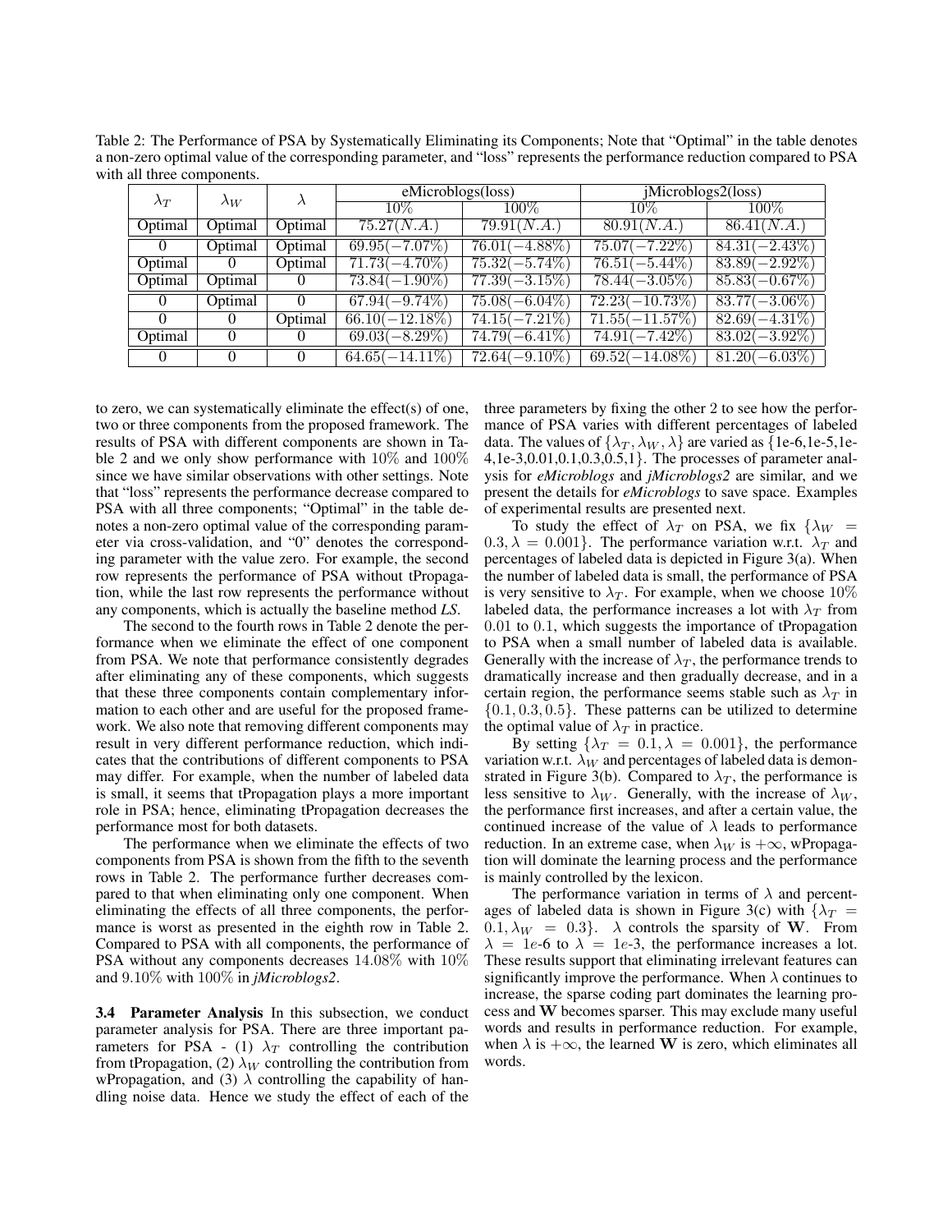Table 2: The Performance of PSA by Systematically Eliminating its Components; Note that "Optimal" in the table denotes a non-zero optimal value of the corresponding parameter, and "loss" represents the performance reduction compared to PSA with all three components.

| $\lambda_T$ | $\lambda_W$ | $\lambda$ | eMicroblogs(loss) | | jMicroblogs2(loss) | |
|---|---|---|---|---|---|---|
| | | | 10% | 100% | 10% | 100% |
| Optimal | Optimal | Optimal | $75.27(N.A.)$ | $79.91(N.A.)$ | $80.91(N.A.)$ | $86.41(N.A.)$ |
| 0 | Optimal | Optimal | $69.95(-7.07\%)$ | $76.01(-4.88\%)$ | $75.07(-7.22\%)$ | $84.31(-2.43\%)$ |
| Optimal | 0 | Optimal | $71.73(-4.70\%)$ | $75.32(-5.74\%)$ | $76.51(-5.44\%)$ | $83.89(-2.92\%)$ |
| Optimal | Optimal | 0 | $73.84(-1.90\%)$ | $77.39(-3.15\%)$ | $78.44(-3.05\%)$ | $85.83(-0.67\%)$ |
| 0 | Optimal | 0 | $67.94(-9.74\%)$ | $75.08(-6.04\%)$ | $72.23(-10.73\%)$ | $83.77(-3.06\%)$ |
| 0 | 0 | Optimal | $66.10(-12.18\%)$ | $74.15(-7.21\%)$ | $71.55(-11.57\%)$ | $82.69(-4.31\%)$ |
| Optimal | 0 | 0 | $69.03(-8.29\%)$ | $74.79(-6.41\%)$ | $74.91(-7.42\%)$ | $83.02(-3.92\%)$ |
| 0 | 0 | 0 | $64.65(-14.11\%)$ | $72.64(-9.10\%)$ | $69.52(-14.08\%)$ | $81.20(-6.03\%)$ |

to zero, we can systematically eliminate the effect(s) of one, two or three components from the proposed framework. The results of PSA with different components are shown in Table 2 and we only show performance with 10% and 100% since we have similar observations with other settings. Note that "loss" represents the performance decrease compared to PSA with all three components; "Optimal" in the table denotes a non-zero optimal value of the corresponding parameter via cross-validation, and "0" denotes the corresponding parameter with the value zero. For example, the second row represents the performance of PSA without tPropagation, while the last row represents the performance without any components, which is actually the baseline method *LS*.

The second to the fourth rows in Table 2 denote the performance when we eliminate the effect of one component from PSA. We note that performance consistently degrades after eliminating any of these components, which suggests that these three components contain complementary information to each other and are useful for the proposed framework. We also note that removing different components may result in very different performance reduction, which indicates that the contributions of different components to PSA may differ. For example, when the number of labeled data is small, it seems that tPropagation plays a more important role in PSA; hence, eliminating tPropagation decreases the performance most for both datasets.

The performance when we eliminate the effects of two components from PSA is shown from the fifth to the seventh rows in Table 2. The performance further decreases compared to that when eliminating only one component. When eliminating the effects of all three components, the performance is worst as presented in the eighth row in Table 2. Compared to PSA with all components, the performance of PSA without any components decreases 14.08% with 10% and 9.10% with 100% in *jMicroblogs2*.

**3.4 Parameter Analysis** In this subsection, we conduct parameter analysis for PSA. There are three important parameters for PSA - (1) $\lambda_T$ controlling the contribution from tPropagation, (2) $\lambda_W$ controlling the contribution from wPropagation, and (3) $\lambda$ controlling the capability of handling noise data. Hence we study the effect of each of the three parameters by fixing the other 2 to see how the performance of PSA varies with different percentages of labeled data. The values of $\{\lambda_T, \lambda_W, \lambda\}$ are varied as {1e-6,1e-5,1e-4,1e-3,0.01,0.1,0.3,0.5,1}. The processes of parameter analysis for *eMicroblogs* and *jMicroblogs2* are similar, and we present the details for *eMicroblogs* to save space. Examples of experimental results are presented next.

To study the effect of $\lambda_T$ on PSA, we fix $\{\lambda_W = 0.3, \lambda = 0.001\}$. The performance variation w.r.t. $\lambda_T$ and percentages of labeled data is depicted in Figure 3(a). When the number of labeled data is small, the performance of PSA is very sensitive to $\lambda_T$. For example, when we choose 10% labeled data, the performance increases a lot with $\lambda_T$ from 0.01 to 0.1, which suggests the importance of tPropagation to PSA when a small number of labeled data is available. Generally with the increase of $\lambda_T$, the performance trends to dramatically increase and then gradually decrease, and in a certain region, the performance seems stable such as $\lambda_T$ in $\{0.1, 0.3, 0.5\}$. These patterns can be utilized to determine the optimal value of $\lambda_T$ in practice.

By setting $\{\lambda_T = 0.1, \lambda = 0.001\}$, the performance variation w.r.t. $\lambda_W$ and percentages of labeled data is demonstrated in Figure 3(b). Compared to $\lambda_T$, the performance is less sensitive to $\lambda_W$. Generally, with the increase of $\lambda_W$, the performance first increases, and after a certain value, the continued increase of the value of $\lambda$ leads to performance reduction. In an extreme case, when $\lambda_W$ is $+\infty$, wPropagation will dominate the learning process and the performance is mainly controlled by the lexicon.

The performance variation in terms of $\lambda$ and percentages of labeled data is shown in Figure 3(c) with $\{\lambda_T = 0.1, \lambda_W = 0.3\}$. $\lambda$ controls the sparsity of $\mathbf{W}$. From $\lambda = 1e$-6 to $\lambda = 1e$-3, the performance increases a lot. These results support that eliminating irrelevant features can significantly improve the performance. When $\lambda$ continues to increase, the sparse coding part dominates the learning process and $\mathbf{W}$ becomes sparser. This may exclude many useful words and results in performance reduction. For example, when $\lambda$ is $+\infty$, the learned $\mathbf{W}$ is zero, which eliminates all words.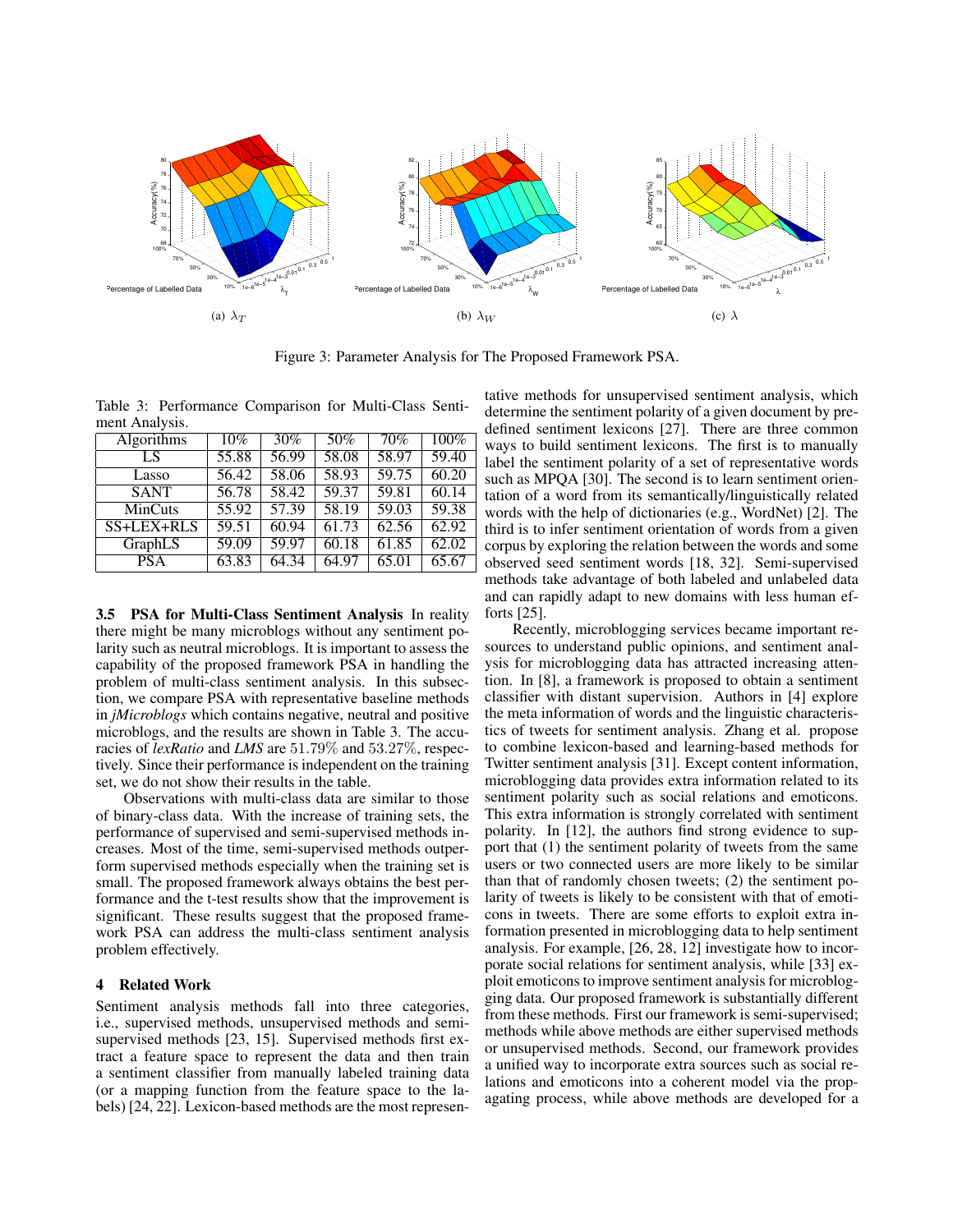(a) $\lambda_T$

(b) $\lambda_W$

(c) $\lambda$

Figure 3: Parameter Analysis for The Proposed Framework PSA.

Table 3: Performance Comparison for Multi-Class Sentiment Analysis.

| Algorithms | 10% | 30% | 50% | 70% | 100% |
|---|---|---|---|---|---|
| LS | 55.88 | 56.99 | 58.08 | 58.97 | 59.40 |
| Lasso | 56.42 | 58.06 | 58.93 | 59.75 | 60.20 |
| SANT | 56.78 | 58.42 | 59.37 | 59.81 | 60.14 |
| MinCuts | 55.92 | 57.39 | 58.19 | 59.03 | 59.38 |
| SS+LEX+RLS | 59.51 | 60.94 | 61.73 | 62.56 | 62.92 |
| GraphLS | 59.09 | 59.97 | 60.18 | 61.85 | 62.02 |
| PSA | 63.83 | 64.34 | 64.97 | 65.01 | 65.67 |

### 3.5 PSA for Multi-Class Sentiment Analysis

In reality there might be many microblogs without any sentiment polarity such as neutral microblogs. It is important to assess the capability of the proposed framework PSA in handling the problem of multi-class sentiment analysis. In this subsection, we compare PSA with representative baseline methods in *jMicroblogs* which contains negative, neutral and positive microblogs, and the results are shown in Table 3. The accuracies of *lexRatio* and *LMS* are 51.79% and 53.27%, respectively. Since their performance is independent on the training set, we do not show their results in the table.

Observations with multi-class data are similar to those of binary-class data. With the increase of training sets, the performance of supervised and semi-supervised methods increases. Most of the time, semi-supervised methods outperform supervised methods especially when the training set is small. The proposed framework always obtains the best performance and the t-test results show that the improvement is significant. These results suggest that the proposed framework PSA can address the multi-class sentiment analysis problem effectively.

## 4 Related Work

Sentiment analysis methods fall into three categories, i.e., supervised methods, unsupervised methods and semi-supervised methods [23, 15]. Supervised methods first extract a feature space to represent the data and then train a sentiment classifier from manually labeled training data (or a mapping function from the feature space to the labels) [24, 22]. Lexicon-based methods are the most representative methods for unsupervised sentiment analysis, which determine the sentiment polarity of a given document by predefined sentiment lexicons [27]. There are three common ways to build sentiment lexicons. The first is to manually label the sentiment polarity of a set of representative words such as MPQA [30]. The second is to learn sentiment orientation of a word from its semantically/linguistically related words with the help of dictionaries (e.g., WordNet) [2]. The third is to infer sentiment orientation of words from a given corpus by exploring the relation between the words and some observed seed sentiment words [18, 32]. Semi-supervised methods take advantage of both labeled and unlabeled data and can rapidly adapt to new domains with less human efforts [25].

Recently, microblogging services became important resources to understand public opinions, and sentiment analysis for microblogging data has attracted increasing attention. In [8], a framework is proposed to obtain a sentiment classifier with distant supervision. Authors in [4] explore the meta information of words and the linguistic characteristics of tweets for sentiment analysis. Zhang et al. propose to combine lexicon-based and learning-based methods for Twitter sentiment analysis [31]. Except content information, microblogging data provides extra information related to its sentiment polarity such as social relations and emoticons. This extra information is strongly correlated with sentiment polarity. In [12], the authors find strong evidence to support that (1) the sentiment polarity of tweets from the same users or two connected users are more likely to be similar than that of randomly chosen tweets; (2) the sentiment polarity of tweets is likely to be consistent with that of emoticons in tweets. There are some efforts to exploit extra information presented in microblogging data to help sentiment analysis. For example, [26, 28, 12] investigate how to incorporate social relations for sentiment analysis, while [33] exploit emoticons to improve sentiment analysis for microblogging data. Our proposed framework is substantially different from these methods. First our framework is semi-supervised; methods while above methods are either supervised methods or unsupervised methods. Second, our framework provides a unified way to incorporate extra sources such as social relations and emoticons into a coherent model via the propagating process, while above methods are developed for a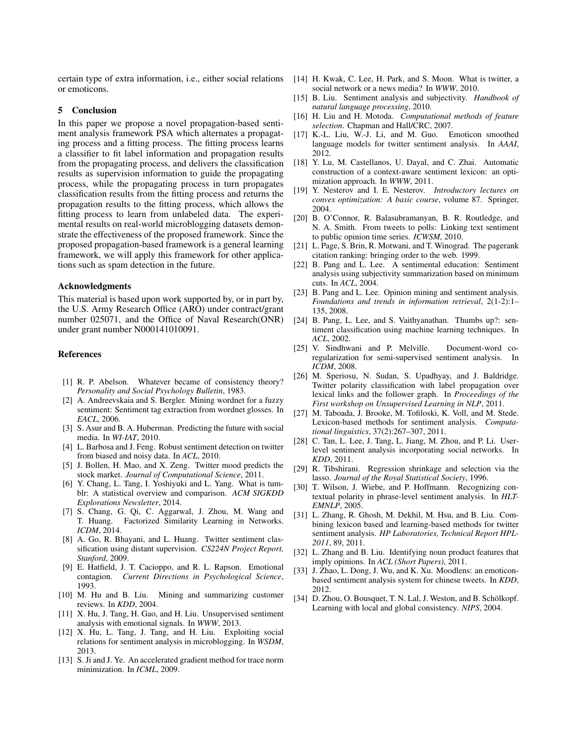certain type of extra information, i.e., either social relations or emoticons.

## 5 Conclusion

In this paper we propose a novel propagation-based sentiment analysis framework PSA which alternates a propagating process and a fitting process. The fitting process learns a classifier to fit label information and propagation results from the propagating process, and delivers the classification results as supervision information to guide the propagating process, while the propagating process in turn propagates classification results from the fitting process and returns the propagation results to the fitting process, which allows the fitting process to learn from unlabeled data. The experimental results on real-world microblogging datasets demonstrate the effectiveness of the proposed framework. Since the proposed propagation-based framework is a general learning framework, we will apply this framework for other applications such as spam detection in the future.

## Acknowledgments

This material is based upon work supported by, or in part by, the U.S. Army Research Office (ARO) under contract/grant number 025071, and the Office of Naval Research(ONR) under grant number N000141010091.

## References

[1] R. P. Abelson. Whatever became of consistency theory? *Personality and Social Psychology Bulletin*, 1983.

[2] A. Andreevskaia and S. Bergler. Mining wordnet for a fuzzy sentiment: Sentiment tag extraction from wordnet glosses. In *EACL*, 2006.

[3] S. Asur and B. A. Huberman. Predicting the future with social media. In *WI-IAT*, 2010.

[4] L. Barbosa and J. Feng. Robust sentiment detection on twitter from biased and noisy data. In *ACL*, 2010.

[5] J. Bollen, H. Mao, and X. Zeng. Twitter mood predicts the stock market. *Journal of Computational Science*, 2011.

[6] Y. Chang, L. Tang, I. Yoshiyuki and L. Yang. What is tumblr: A statistical overview and comparison. *ACM SIGKDD Explorations Newsletter*, 2014.

[7] S. Chang, G. Qi, C. Aggarwal, J. Zhou, M. Wang and T. Huang. Factorized Similarity Learning in Networks. *ICDM*, 2014.

[8] A. Go, R. Bhayani, and L. Huang. Twitter sentiment classification using distant supervision. *CS224N Project Report, Stanford*, 2009.

[9] E. Hatfield, J. T. Cacioppo, and R. L. Rapson. Emotional contagion. *Current Directions in Psychological Science*, 1993.

[10] M. Hu and B. Liu. Mining and summarizing customer reviews. In *KDD*, 2004.

[11] X. Hu, J. Tang, H. Gao, and H. Liu. Unsupervised sentiment analysis with emotional signals. In *WWW*, 2013.

[12] X. Hu, L. Tang, J. Tang, and H. Liu. Exploiting social relations for sentiment analysis in microblogging. In *WSDM*, 2013.

[13] S. Ji and J. Ye. An accelerated gradient method for trace norm minimization. In *ICML*, 2009.

[14] H. Kwak, C. Lee, H. Park, and S. Moon. What is twitter, a social network or a news media? In *WWW*, 2010.

[15] B. Liu. Sentiment analysis and subjectivity. *Handbook of natural language processing*, 2010.

[16] H. Liu and H. Motoda. *Computational methods of feature selection*. Chapman and Hall/CRC, 2007.

[17] K.-L. Liu, W.-J. Li, and M. Guo. Emoticon smoothed language models for twitter sentiment analysis. In *AAAI*, 2012.

[18] Y. Lu, M. Castellanos, U. Dayal, and C. Zhai. Automatic construction of a context-aware sentiment lexicon: an optimization approach. In *WWW*, 2011.

[19] Y. Nesterov and I. E. Nesterov. *Introductory lectures on convex optimization: A basic course*, volume 87. Springer, 2004.

[20] B. O'Connor, R. Balasubramanyan, B. R. Routledge, and N. A. Smith. From tweets to polls: Linking text sentiment to public opinion time series. *ICWSM*, 2010.

[21] L. Page, S. Brin, R. Motwani, and T. Winograd. The pagerank citation ranking: bringing order to the web. 1999.

[22] B. Pang and L. Lee. A sentimental education: Sentiment analysis using subjectivity summarization based on minimum cuts. In *ACL*, 2004.

[23] B. Pang and L. Lee. Opinion mining and sentiment analysis. *Foundations and trends in information retrieval*, 2(1-2):1–135, 2008.

[24] B. Pang, L. Lee, and S. Vaithyanathan. Thumbs up?: sentiment classification using machine learning techniques. In *ACL*, 2002.

[25] V. Sindhwani and P. Melville. Document-word co-regularization for semi-supervised sentiment analysis. In *ICDM*, 2008.

[26] M. Speriosu, N. Sudan, S. Upadhyay, and J. Baldridge. Twitter polarity classification with label propagation over lexical links and the follower graph. In *Proceedings of the First workshop on Unsupervised Learning in NLP*, 2011.

[27] M. Taboada, J. Brooke, M. Tofiloski, K. Voll, and M. Stede. Lexicon-based methods for sentiment analysis. *Computational linguistics*, 37(2):267–307, 2011.

[28] C. Tan, L. Lee, J. Tang, L. Jiang, M. Zhou, and P. Li. User-level sentiment analysis incorporating social networks. In *KDD*, 2011.

[29] R. Tibshirani. Regression shrinkage and selection via the lasso. *Journal of the Royal Statistical Society*, 1996.

[30] T. Wilson, J. Wiebe, and P. Hoffmann. Recognizing contextual polarity in phrase-level sentiment analysis. In *HLT-EMNLP*, 2005.

[31] L. Zhang, R. Ghosh, M. Dekhil, M. Hsu, and B. Liu. Combining lexicon based and learning-based methods for twitter sentiment analysis. *HP Laboratories, Technical Report HPL-2011*, 89, 2011.

[32] L. Zhang and B. Liu. Identifying noun product features that imply opinions. In *ACL (Short Papers)*, 2011.

[33] J. Zhao, L. Dong, J. Wu, and K. Xu. Moodlens: an emoticon-based sentiment analysis system for chinese tweets. In *KDD*, 2012.

[34] D. Zhou, O. Bousquet, T. N. Lal, J. Weston, and B. Schölkopf. Learning with local and global consistency. *NIPS*, 2004.